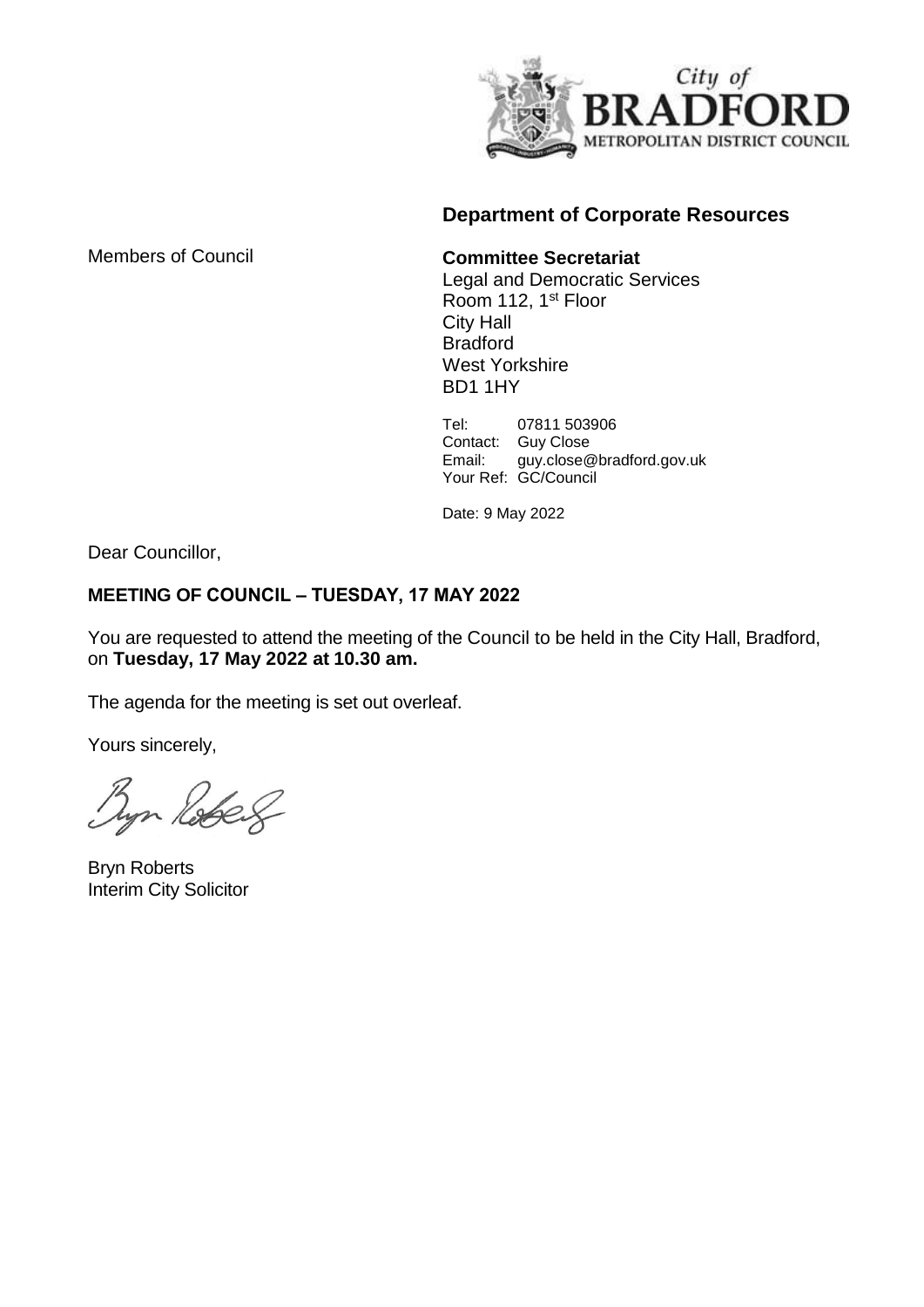City of **BRADFORD** METROPOLITAN DISTRICT COUNCIL

## Department of Corporate Resources

Members of Council

**Committee Secretariat**
Legal and Democratic Services
Room 112, 1st Floor
City Hall
Bradford
West Yorkshire
BD1 1HY

Tel: 07811 503906
Contact: Guy Close
Email: guy.close@bradford.gov.uk
Your Ref: GC/Council

Date: 9 May 2022

Dear Councillor,

**MEETING OF COUNCIL – TUESDAY, 17 MAY 2022**

You are requested to attend the meeting of the Council to be held in the City Hall, Bradford, on **Tuesday, 17 May 2022 at 10.30 am.**

The agenda for the meeting is set out overleaf.

Yours sincerely,

Bryn Roberts
Interim City Solicitor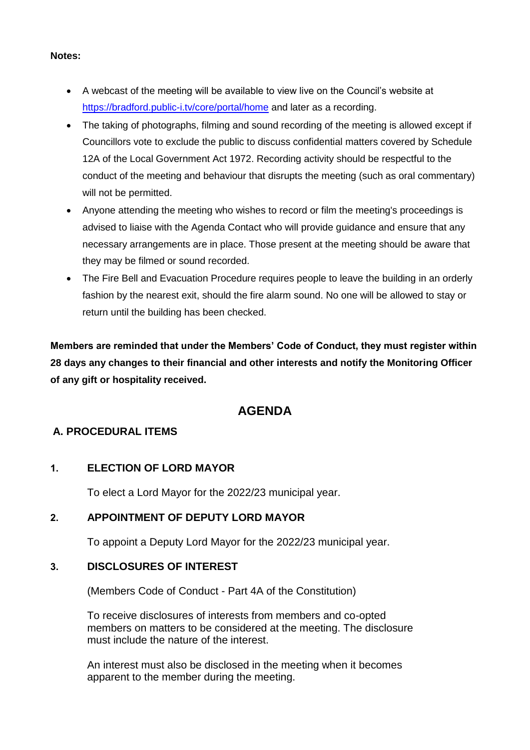**Notes:**

- A webcast of the meeting will be available to view live on the Council's website at [https://bradford.public-i.tv/core/portal/home](https://bradford.public-i.tv/core/portal/home) and later as a recording.
- The taking of photographs, filming and sound recording of the meeting is allowed except if Councillors vote to exclude the public to discuss confidential matters covered by Schedule 12A of the Local Government Act 1972. Recording activity should be respectful to the conduct of the meeting and behaviour that disrupts the meeting (such as oral commentary) will not be permitted.
- Anyone attending the meeting who wishes to record or film the meeting's proceedings is advised to liaise with the Agenda Contact who will provide guidance and ensure that any necessary arrangements are in place. Those present at the meeting should be aware that they may be filmed or sound recorded.
- The Fire Bell and Evacuation Procedure requires people to leave the building in an orderly fashion by the nearest exit, should the fire alarm sound. No one will be allowed to stay or return until the building has been checked.

**Members are reminded that under the Members' Code of Conduct, they must register within 28 days any changes to their financial and other interests and notify the Monitoring Officer of any gift or hospitality received.**

# AGENDA

## A. PROCEDURAL ITEMS

### 1. ELECTION OF LORD MAYOR

To elect a Lord Mayor for the 2022/23 municipal year.

### 2. APPOINTMENT OF DEPUTY LORD MAYOR

To appoint a Deputy Lord Mayor for the 2022/23 municipal year.

### 3. DISCLOSURES OF INTEREST

(Members Code of Conduct - Part 4A of the Constitution)

To receive disclosures of interests from members and co-opted members on matters to be considered at the meeting. The disclosure must include the nature of the interest.

An interest must also be disclosed in the meeting when it becomes apparent to the member during the meeting.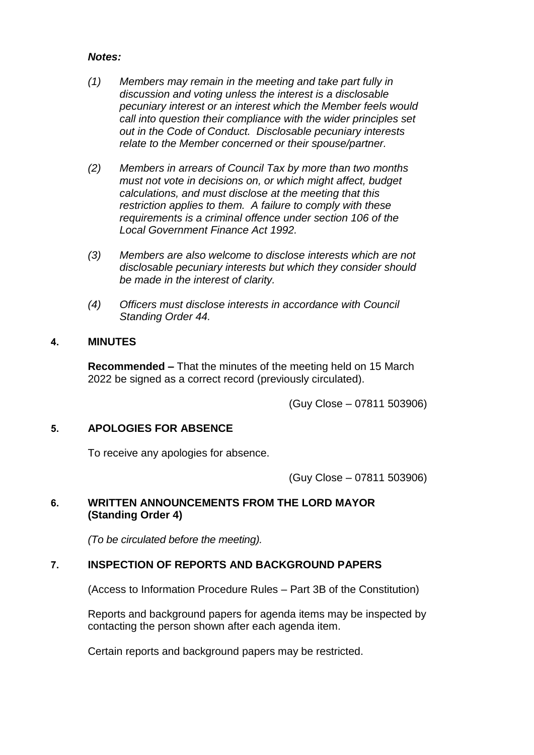***Notes:***

*(1) Members may remain in the meeting and take part fully in discussion and voting unless the interest is a disclosable pecuniary interest or an interest which the Member feels would call into question their compliance with the wider principles set out in the Code of Conduct. Disclosable pecuniary interests relate to the Member concerned or their spouse/partner.*

*(2) Members in arrears of Council Tax by more than two months must not vote in decisions on, or which might affect, budget calculations, and must disclose at the meeting that this restriction applies to them. A failure to comply with these requirements is a criminal offence under section 106 of the Local Government Finance Act 1992.*

*(3) Members are also welcome to disclose interests which are not disclosable pecuniary interests but which they consider should be made in the interest of clarity.*

*(4) Officers must disclose interests in accordance with Council Standing Order 44.*

## 4. MINUTES

**Recommended –** That the minutes of the meeting held on 15 March 2022 be signed as a correct record (previously circulated).

(Guy Close – 07811 503906)

## 5. APOLOGIES FOR ABSENCE

To receive any apologies for absence.

(Guy Close – 07811 503906)

## 6. WRITTEN ANNOUNCEMENTS FROM THE LORD MAYOR (Standing Order 4)

*(To be circulated before the meeting).*

## 7. INSPECTION OF REPORTS AND BACKGROUND PAPERS

(Access to Information Procedure Rules – Part 3B of the Constitution)

Reports and background papers for agenda items may be inspected by contacting the person shown after each agenda item.

Certain reports and background papers may be restricted.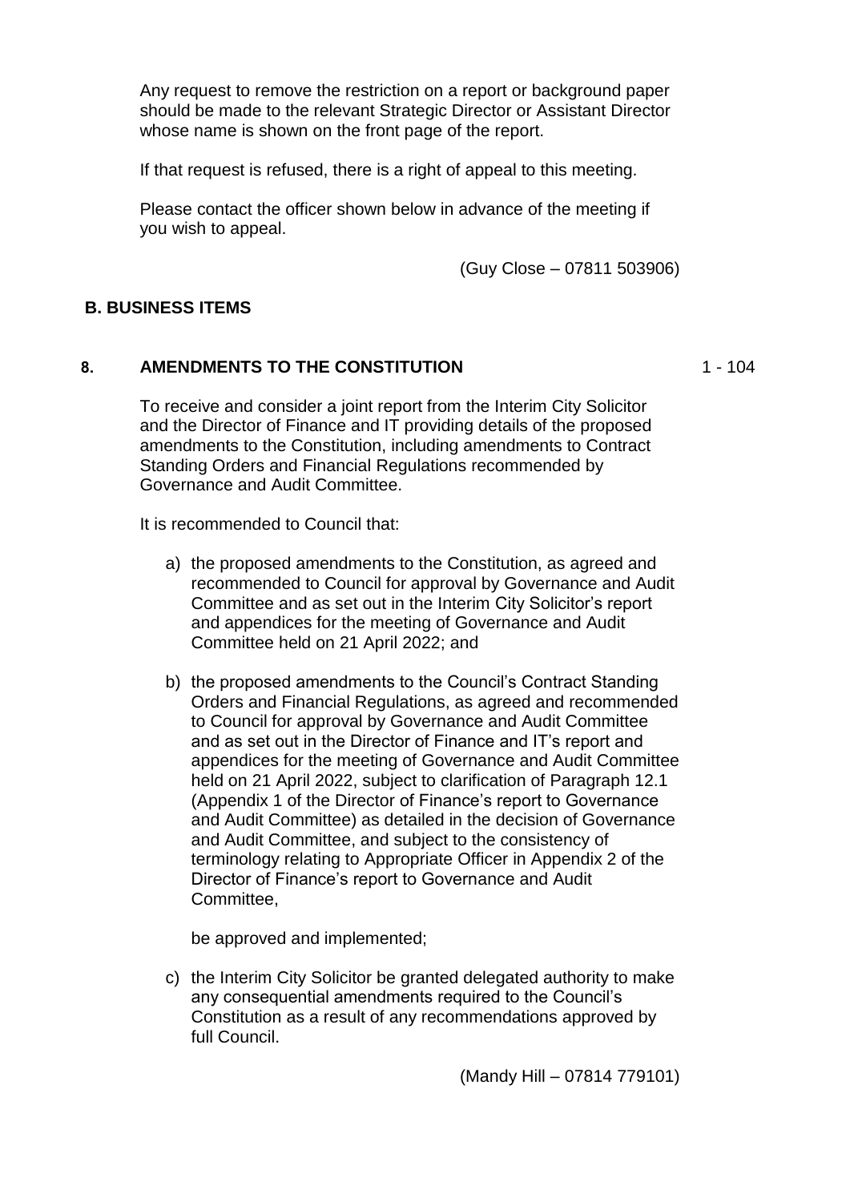Any request to remove the restriction on a report or background paper should be made to the relevant Strategic Director or Assistant Director whose name is shown on the front page of the report.

If that request is refused, there is a right of appeal to this meeting.

Please contact the officer shown below in advance of the meeting if you wish to appeal.

(Guy Close – 07811 503906)

## B. BUSINESS ITEMS

### 8. AMENDMENTS TO THE CONSTITUTION 1 - 104

To receive and consider a joint report from the Interim City Solicitor and the Director of Finance and IT providing details of the proposed amendments to the Constitution, including amendments to Contract Standing Orders and Financial Regulations recommended by Governance and Audit Committee.

It is recommended to Council that:

a) the proposed amendments to the Constitution, as agreed and recommended to Council for approval by Governance and Audit Committee and as set out in the Interim City Solicitor's report and appendices for the meeting of Governance and Audit Committee held on 21 April 2022; and

b) the proposed amendments to the Council's Contract Standing Orders and Financial Regulations, as agreed and recommended to Council for approval by Governance and Audit Committee and as set out in the Director of Finance and IT's report and appendices for the meeting of Governance and Audit Committee held on 21 April 2022, subject to clarification of Paragraph 12.1 (Appendix 1 of the Director of Finance's report to Governance and Audit Committee) as detailed in the decision of Governance and Audit Committee, and subject to the consistency of terminology relating to Appropriate Officer in Appendix 2 of the Director of Finance's report to Governance and Audit Committee,

be approved and implemented;

c) the Interim City Solicitor be granted delegated authority to make any consequential amendments required to the Council's Constitution as a result of any recommendations approved by full Council.

(Mandy Hill – 07814 779101)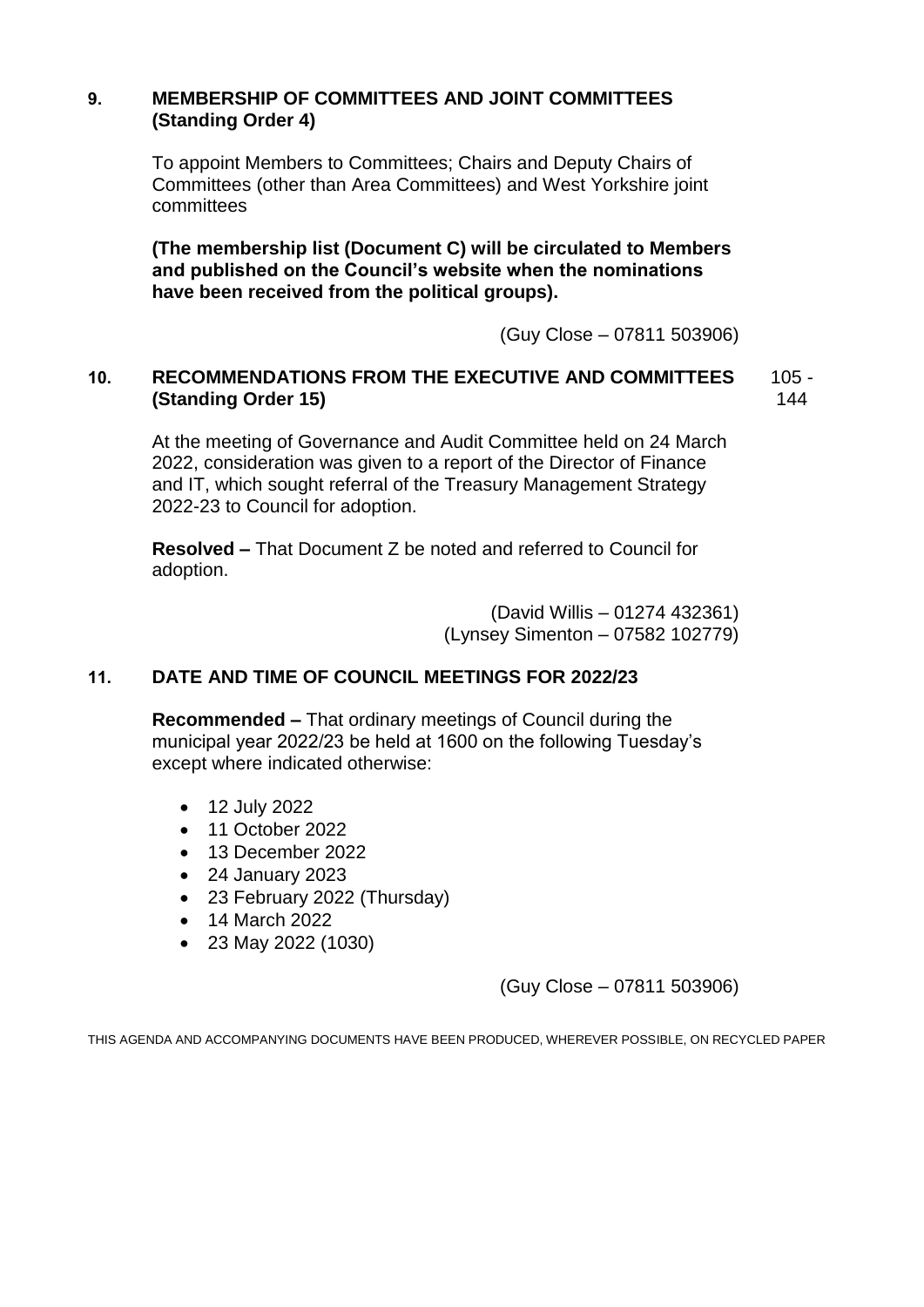## 9. MEMBERSHIP OF COMMITTEES AND JOINT COMMITTEES (Standing Order 4)

To appoint Members to Committees; Chairs and Deputy Chairs of Committees (other than Area Committees) and West Yorkshire joint committees

**(The membership list (Document C) will be circulated to Members and published on the Council's website when the nominations have been received from the political groups).**

(Guy Close – 07811 503906)

## 10. RECOMMENDATIONS FROM THE EXECUTIVE AND COMMITTEES (Standing Order 15)

105 - 144

At the meeting of Governance and Audit Committee held on 24 March 2022, consideration was given to a report of the Director of Finance and IT, which sought referral of the Treasury Management Strategy 2022-23 to Council for adoption.

**Resolved –** That Document Z be noted and referred to Council for adoption.

(David Willis – 01274 432361)
(Lynsey Simenton – 07582 102779)

## 11. DATE AND TIME OF COUNCIL MEETINGS FOR 2022/23

**Recommended –** That ordinary meetings of Council during the municipal year 2022/23 be held at 1600 on the following Tuesday's except where indicated otherwise:

- 12 July 2022
- 11 October 2022
- 13 December 2022
- 24 January 2023
- 23 February 2022 (Thursday)
- 14 March 2022
- 23 May 2022 (1030)

(Guy Close – 07811 503906)

THIS AGENDA AND ACCOMPANYING DOCUMENTS HAVE BEEN PRODUCED, WHEREVER POSSIBLE, ON RECYCLED PAPER